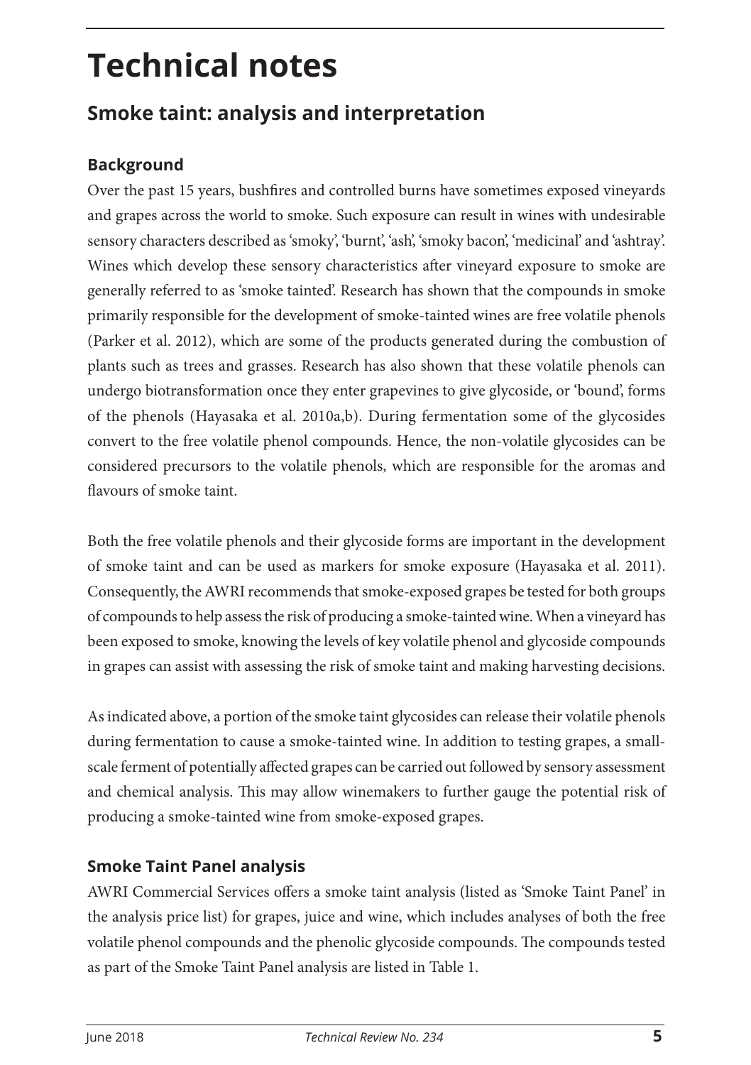# Technical notes

## Smoke taint: analysis and interpretation

### Background

Over the past 15 years, bushfires and controlled burns have sometimes exposed vineyards and grapes across the world to smoke. Such exposure can result in wines with undesirable sensory characters described as 'smoky', 'burnt', 'ash', 'smoky bacon', 'medicinal' and 'ashtray'. Wines which develop these sensory characteristics after vineyard exposure to smoke are generally referred to as 'smoke tainted'. Research has shown that the compounds in smoke primarily responsible for the development of smoke-tainted wines are free volatile phenols (Parker et al. 2012), which are some of the products generated during the combustion of plants such as trees and grasses. Research has also shown that these volatile phenols can undergo biotransformation once they enter grapevines to give glycoside, or 'bound', forms of the phenols (Hayasaka et al. 2010a,b). During fermentation some of the glycosides convert to the free volatile phenol compounds. Hence, the non-volatile glycosides can be considered precursors to the volatile phenols, which are responsible for the aromas and flavours of smoke taint.

Both the free volatile phenols and their glycoside forms are important in the development of smoke taint and can be used as markers for smoke exposure (Hayasaka et al. 2011). Consequently, the AWRI recommends that smoke-exposed grapes be tested for both groups of compounds to help assess the risk of producing a smoke-tainted wine. When a vineyard has been exposed to smoke, knowing the levels of key volatile phenol and glycoside compounds in grapes can assist with assessing the risk of smoke taint and making harvesting decisions.

As indicated above, a portion of the smoke taint glycosides can release their volatile phenols during fermentation to cause a smoke-tainted wine. In addition to testing grapes, a small-scale ferment of potentially affected grapes can be carried out followed by sensory assessment and chemical analysis. This may allow winemakers to further gauge the potential risk of producing a smoke-tainted wine from smoke-exposed grapes.

### Smoke Taint Panel analysis

AWRI Commercial Services offers a smoke taint analysis (listed as 'Smoke Taint Panel' in the analysis price list) for grapes, juice and wine, which includes analyses of both the free volatile phenol compounds and the phenolic glycoside compounds. The compounds tested as part of the Smoke Taint Panel analysis are listed in Table 1.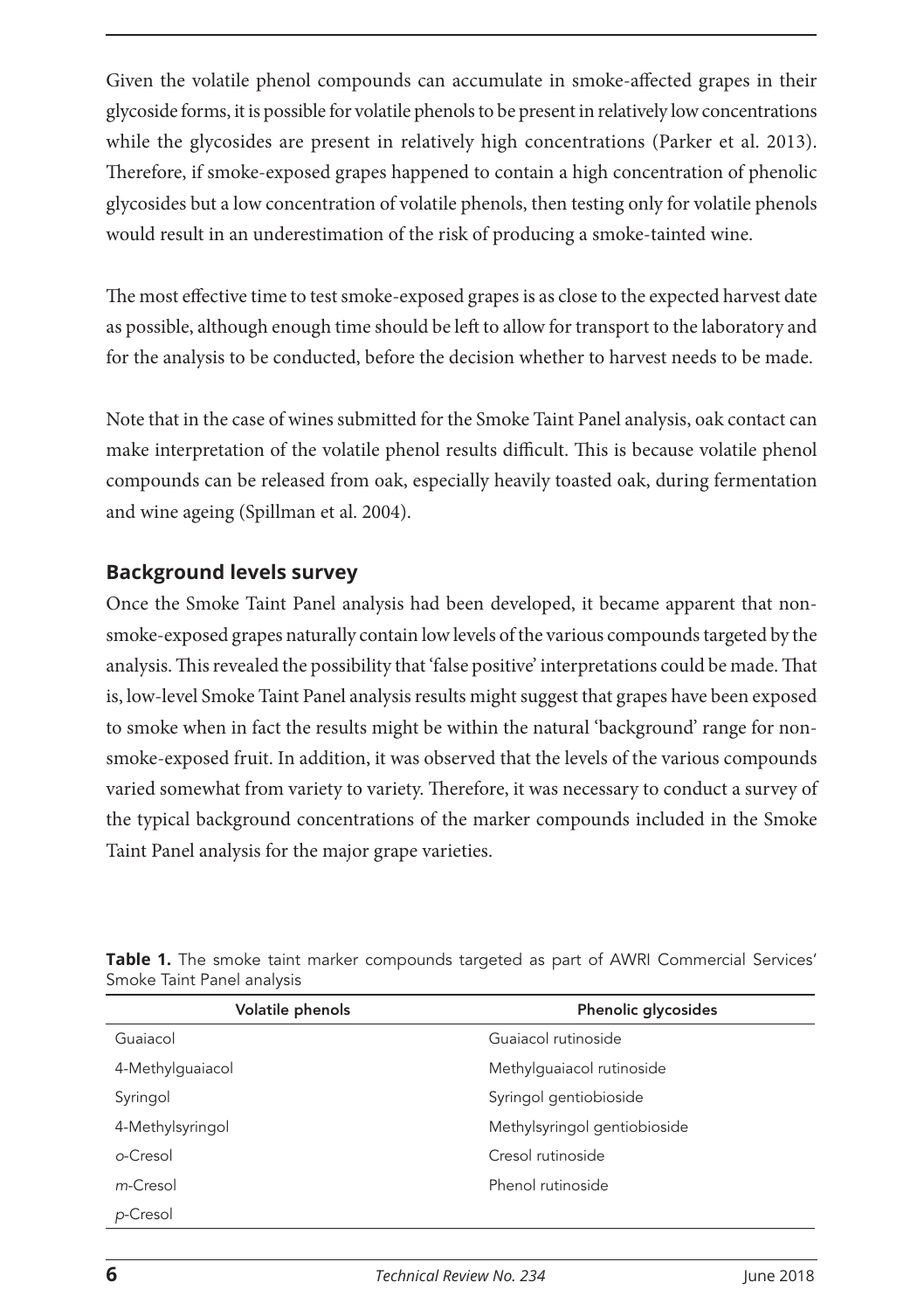Given the volatile phenol compounds can accumulate in smoke-affected grapes in their glycoside forms, it is possible for volatile phenols to be present in relatively low concentrations while the glycosides are present in relatively high concentrations (Parker et al. 2013). Therefore, if smoke-exposed grapes happened to contain a high concentration of phenolic glycosides but a low concentration of volatile phenols, then testing only for volatile phenols would result in an underestimation of the risk of producing a smoke-tainted wine.

The most effective time to test smoke-exposed grapes is as close to the expected harvest date as possible, although enough time should be left to allow for transport to the laboratory and for the analysis to be conducted, before the decision whether to harvest needs to be made.

Note that in the case of wines submitted for the Smoke Taint Panel analysis, oak contact can make interpretation of the volatile phenol results difficult. This is because volatile phenol compounds can be released from oak, especially heavily toasted oak, during fermentation and wine ageing (Spillman et al. 2004).

## Background levels survey

Once the Smoke Taint Panel analysis had been developed, it became apparent that non-smoke-exposed grapes naturally contain low levels of the various compounds targeted by the analysis. This revealed the possibility that 'false positive' interpretations could be made. That is, low-level Smoke Taint Panel analysis results might suggest that grapes have been exposed to smoke when in fact the results might be within the natural 'background' range for non-smoke-exposed fruit. In addition, it was observed that the levels of the various compounds varied somewhat from variety to variety. Therefore, it was necessary to conduct a survey of the typical background concentrations of the marker compounds included in the Smoke Taint Panel analysis for the major grape varieties.

**Table 1.** The smoke taint marker compounds targeted as part of AWRI Commercial Services' Smoke Taint Panel analysis

| Volatile phenols | Phenolic glycosides |
|---|---|
| Guaiacol | Guaiacol rutinoside |
| 4-Methylguaiacol | Methylguaiacol rutinoside |
| Syringol | Syringol gentiobioside |
| 4-Methylsyringol | Methylsyringol gentiobioside |
| *o*-Cresol | Cresol rutinoside |
| *m*-Cresol | Phenol rutinoside |
| *p*-Cresol | |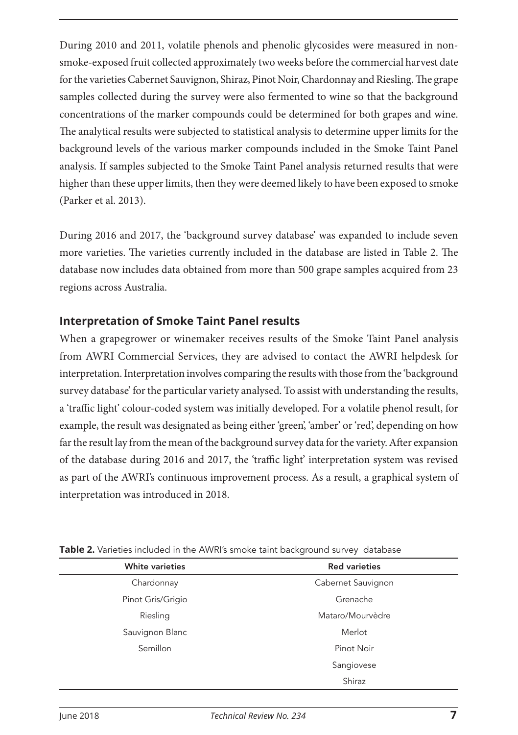During 2010 and 2011, volatile phenols and phenolic glycosides were measured in non-smoke-exposed fruit collected approximately two weeks before the commercial harvest date for the varieties Cabernet Sauvignon, Shiraz, Pinot Noir, Chardonnay and Riesling. The grape samples collected during the survey were also fermented to wine so that the background concentrations of the marker compounds could be determined for both grapes and wine. The analytical results were subjected to statistical analysis to determine upper limits for the background levels of the various marker compounds included in the Smoke Taint Panel analysis. If samples subjected to the Smoke Taint Panel analysis returned results that were higher than these upper limits, then they were deemed likely to have been exposed to smoke (Parker et al. 2013).

During 2016 and 2017, the 'background survey database' was expanded to include seven more varieties. The varieties currently included in the database are listed in Table 2. The database now includes data obtained from more than 500 grape samples acquired from 23 regions across Australia.

## Interpretation of Smoke Taint Panel results

When a grapegrower or winemaker receives results of the Smoke Taint Panel analysis from AWRI Commercial Services, they are advised to contact the AWRI helpdesk for interpretation. Interpretation involves comparing the results with those from the 'background survey database' for the particular variety analysed. To assist with understanding the results, a 'traffic light' colour-coded system was initially developed. For a volatile phenol result, for example, the result was designated as being either 'green', 'amber' or 'red', depending on how far the result lay from the mean of the background survey data for the variety. After expansion of the database during 2016 and 2017, the 'traffic light' interpretation system was revised as part of the AWRI's continuous improvement process. As a result, a graphical system of interpretation was introduced in 2018.

**Table 2.** Varieties included in the AWRI's smoke taint background survey database

| White varieties | Red varieties |
|---|---|
| Chardonnay | Cabernet Sauvignon |
| Pinot Gris/Grigio | Grenache |
| Riesling | Mataro/Mourvèdre |
| Sauvignon Blanc | Merlot |
| Semillon | Pinot Noir |
| | Sangiovese |
| | Shiraz |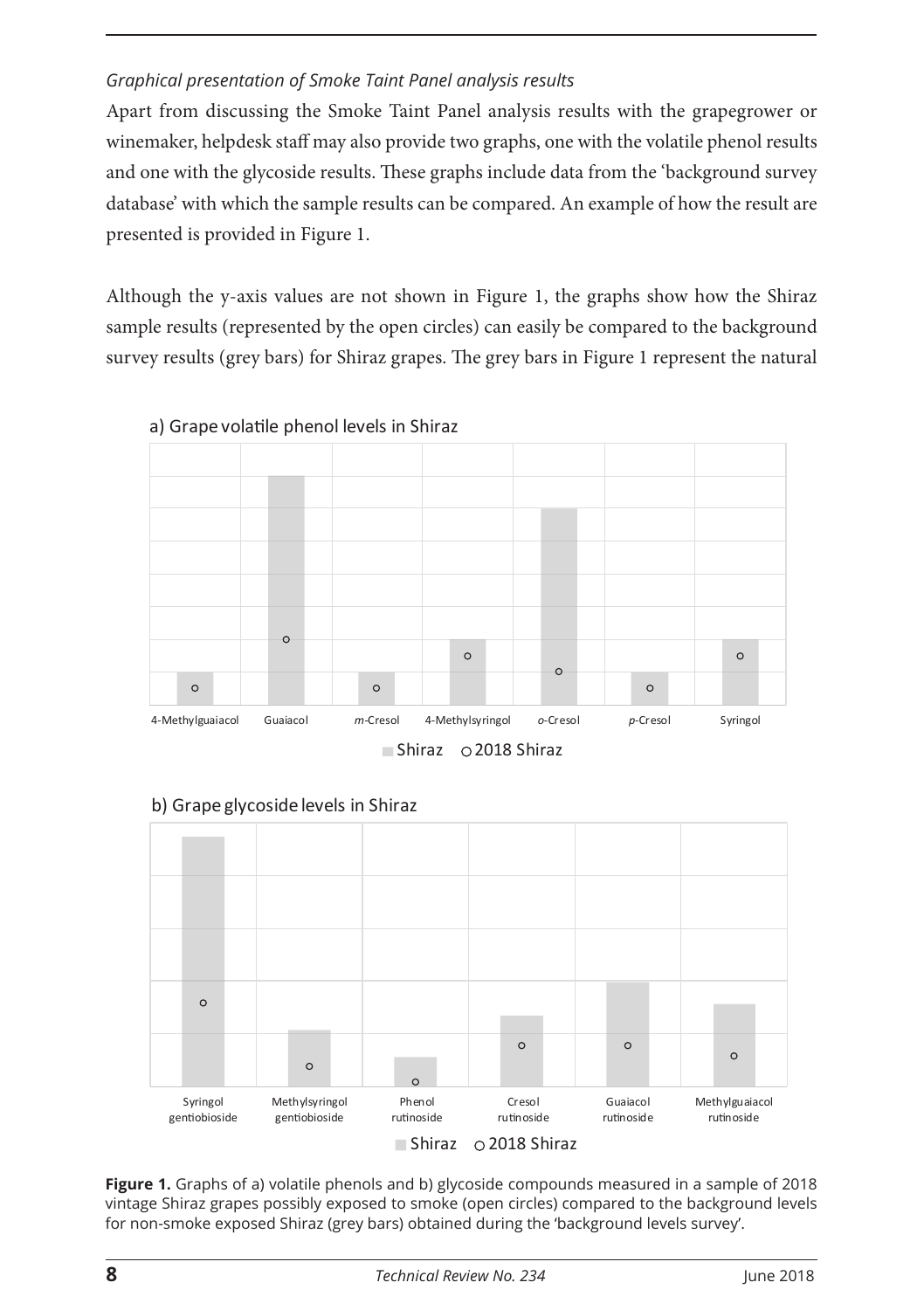*Graphical presentation of Smoke Taint Panel analysis results*

Apart from discussing the Smoke Taint Panel analysis results with the grapegrower or winemaker, helpdesk staff may also provide two graphs, one with the volatile phenol results and one with the glycoside results. These graphs include data from the 'background survey database' with which the sample results can be compared. An example of how the result are presented is provided in Figure 1.

Although the y-axis values are not shown in Figure 1, the graphs show how the Shiraz sample results (represented by the open circles) can easily be compared to the background survey results (grey bars) for Shiraz grapes. The grey bars in Figure 1 represent the natural

a) Grape volatile phenol levels in Shiraz

4-Methylguaiacol, Guaiacol, *m*-Cresol, 4-Methylsyringol, *o*-Cresol, *p*-Cresol, Syringol

■ Shiraz ○ 2018 Shiraz

b) Grape glycoside levels in Shiraz

Syringol gentiobioside, Methylsyringol gentiobioside, Phenol rutinoside, Cresol rutinoside, Guaiacol rutinoside, Methylguaiacol rutinoside

■ Shiraz ○ 2018 Shiraz

**Figure 1.** Graphs of a) volatile phenols and b) glycoside compounds measured in a sample of 2018 vintage Shiraz grapes possibly exposed to smoke (open circles) compared to the background levels for non-smoke exposed Shiraz (grey bars) obtained during the 'background levels survey'.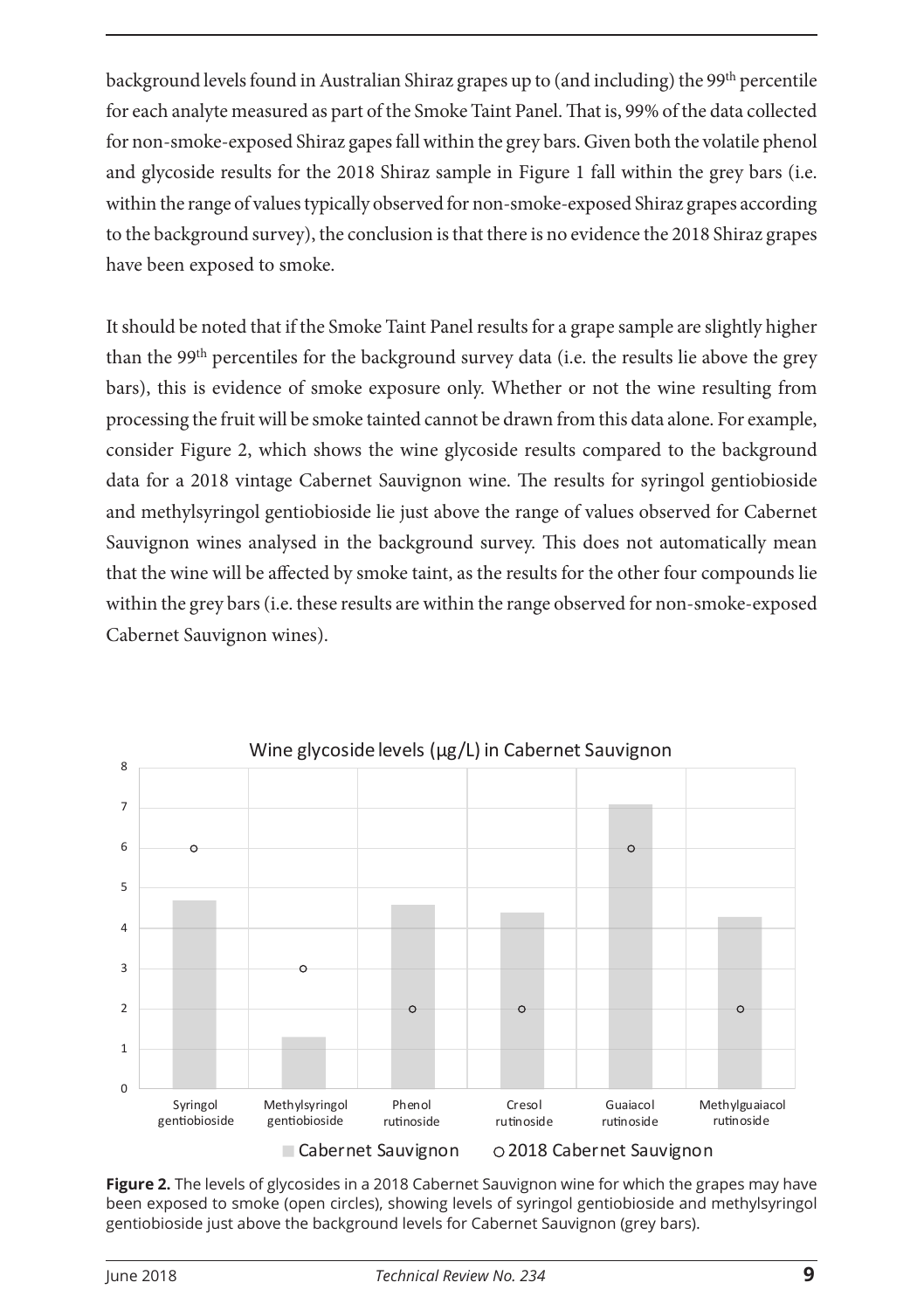background levels found in Australian Shiraz grapes up to (and including) the 99th percentile for each analyte measured as part of the Smoke Taint Panel. That is, 99% of the data collected for non-smoke-exposed Shiraz gapes fall within the grey bars. Given both the volatile phenol and glycoside results for the 2018 Shiraz sample in Figure 1 fall within the grey bars (i.e. within the range of values typically observed for non-smoke-exposed Shiraz grapes according to the background survey), the conclusion is that there is no evidence the 2018 Shiraz grapes have been exposed to smoke.

It should be noted that if the Smoke Taint Panel results for a grape sample are slightly higher than the 99th percentiles for the background survey data (i.e. the results lie above the grey bars), this is evidence of smoke exposure only. Whether or not the wine resulting from processing the fruit will be smoke tainted cannot be drawn from this data alone. For example, consider Figure 2, which shows the wine glycoside results compared to the background data for a 2018 vintage Cabernet Sauvignon wine. The results for syringol gentiobioside and methylsyringol gentiobioside lie just above the range of values observed for Cabernet Sauvignon wines analysed in the background survey. This does not automatically mean that the wine will be affected by smoke taint, as the results for the other four compounds lie within the grey bars (i.e. these results are within the range observed for non-smoke-exposed Cabernet Sauvignon wines).

**Figure 2.** The levels of glycosides in a 2018 Cabernet Sauvignon wine for which the grapes may have been exposed to smoke (open circles), showing levels of syringol gentiobioside and methylsyringol gentiobioside just above the background levels for Cabernet Sauvignon (grey bars).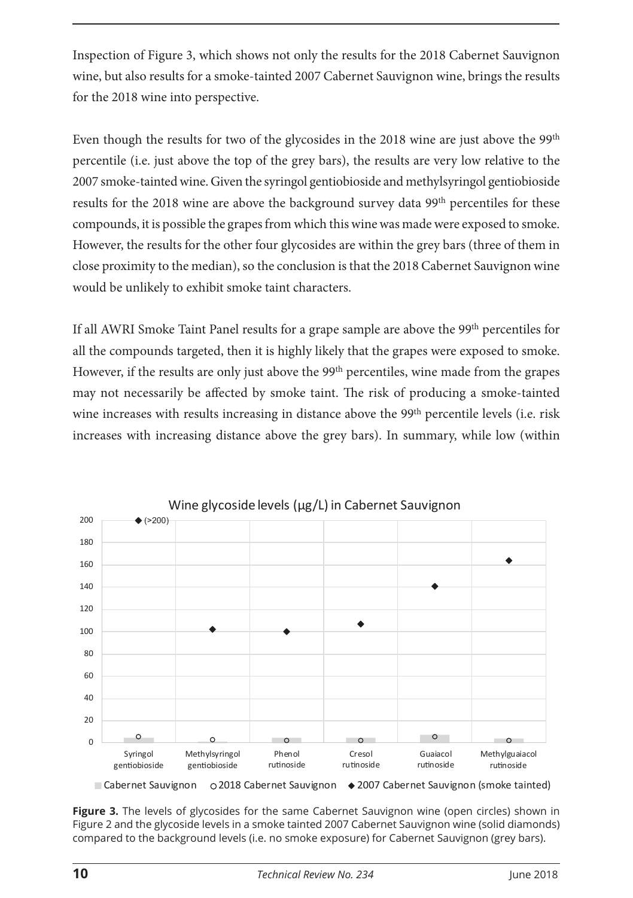Inspection of Figure 3, which shows not only the results for the 2018 Cabernet Sauvignon wine, but also results for a smoke-tainted 2007 Cabernet Sauvignon wine, brings the results for the 2018 wine into perspective.

Even though the results for two of the glycosides in the 2018 wine are just above the 99th percentile (i.e. just above the top of the grey bars), the results are very low relative to the 2007 smoke-tainted wine. Given the syringol gentiobioside and methylsyringol gentiobioside results for the 2018 wine are above the background survey data 99th percentiles for these compounds, it is possible the grapes from which this wine was made were exposed to smoke. However, the results for the other four glycosides are within the grey bars (three of them in close proximity to the median), so the conclusion is that the 2018 Cabernet Sauvignon wine would be unlikely to exhibit smoke taint characters.

If all AWRI Smoke Taint Panel results for a grape sample are above the 99th percentiles for all the compounds targeted, then it is highly likely that the grapes were exposed to smoke. However, if the results are only just above the 99th percentiles, wine made from the grapes may not necessarily be affected by smoke taint. The risk of producing a smoke-tainted wine increases with results increasing in distance above the 99th percentile levels (i.e. risk increases with increasing distance above the grey bars). In summary, while low (within

**Figure 3.** The levels of glycosides for the same Cabernet Sauvignon wine (open circles) shown in Figure 2 and the glycoside levels in a smoke tainted 2007 Cabernet Sauvignon wine (solid diamonds) compared to the background levels (i.e. no smoke exposure) for Cabernet Sauvignon (grey bars).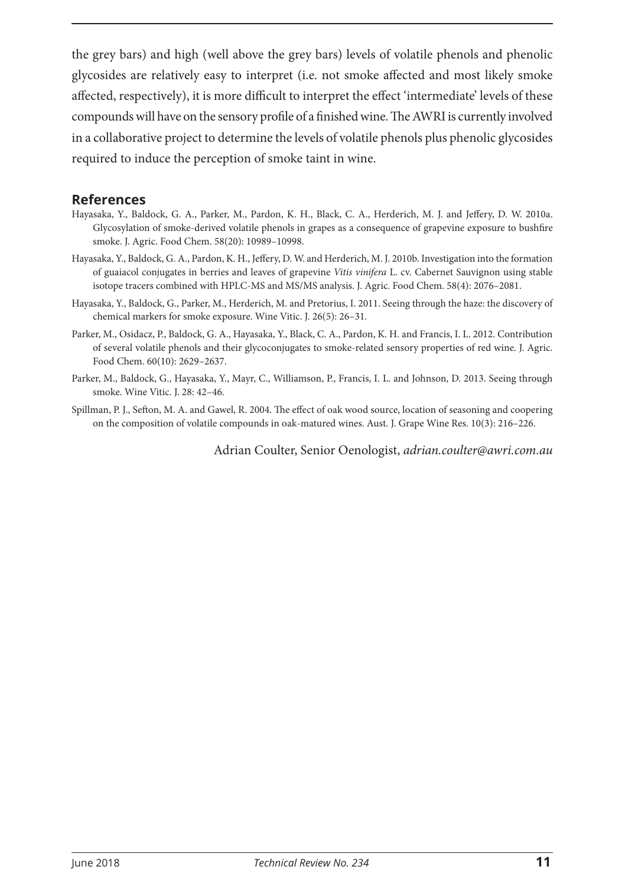the grey bars) and high (well above the grey bars) levels of volatile phenols and phenolic glycosides are relatively easy to interpret (i.e. not smoke affected and most likely smoke affected, respectively), it is more difficult to interpret the effect 'intermediate' levels of these compounds will have on the sensory profile of a finished wine. The AWRI is currently involved in a collaborative project to determine the levels of volatile phenols plus phenolic glycosides required to induce the perception of smoke taint in wine.

## References

Hayasaka, Y., Baldock, G. A., Parker, M., Pardon, K. H., Black, C. A., Herderich, M. J. and Jeffery, D. W. 2010a. Glycosylation of smoke-derived volatile phenols in grapes as a consequence of grapevine exposure to bushfire smoke. J. Agric. Food Chem. 58(20): 10989–10998.

Hayasaka, Y., Baldock, G. A., Pardon, K. H., Jeffery, D. W. and Herderich, M. J. 2010b. Investigation into the formation of guaiacol conjugates in berries and leaves of grapevine *Vitis vinifera* L. cv. Cabernet Sauvignon using stable isotope tracers combined with HPLC-MS and MS/MS analysis. J. Agric. Food Chem. 58(4): 2076–2081.

Hayasaka, Y., Baldock, G., Parker, M., Herderich, M. and Pretorius, I. 2011. Seeing through the haze: the discovery of chemical markers for smoke exposure. Wine Vitic. J. 26(5): 26–31.

Parker, M., Osidacz, P., Baldock, G. A., Hayasaka, Y., Black, C. A., Pardon, K. H. and Francis, I. L. 2012. Contribution of several volatile phenols and their glycoconjugates to smoke-related sensory properties of red wine. J. Agric. Food Chem. 60(10): 2629–2637.

Parker, M., Baldock, G., Hayasaka, Y., Mayr, C., Williamson, P., Francis, I. L. and Johnson, D. 2013. Seeing through smoke. Wine Vitic. J. 28: 42–46.

Spillman, P. J., Sefton, M. A. and Gawel, R. 2004. The effect of oak wood source, location of seasoning and coopering on the composition of volatile compounds in oak-matured wines. Aust. J. Grape Wine Res. 10(3): 216–226.

Adrian Coulter, Senior Oenologist, *adrian.coulter@awri.com.au*